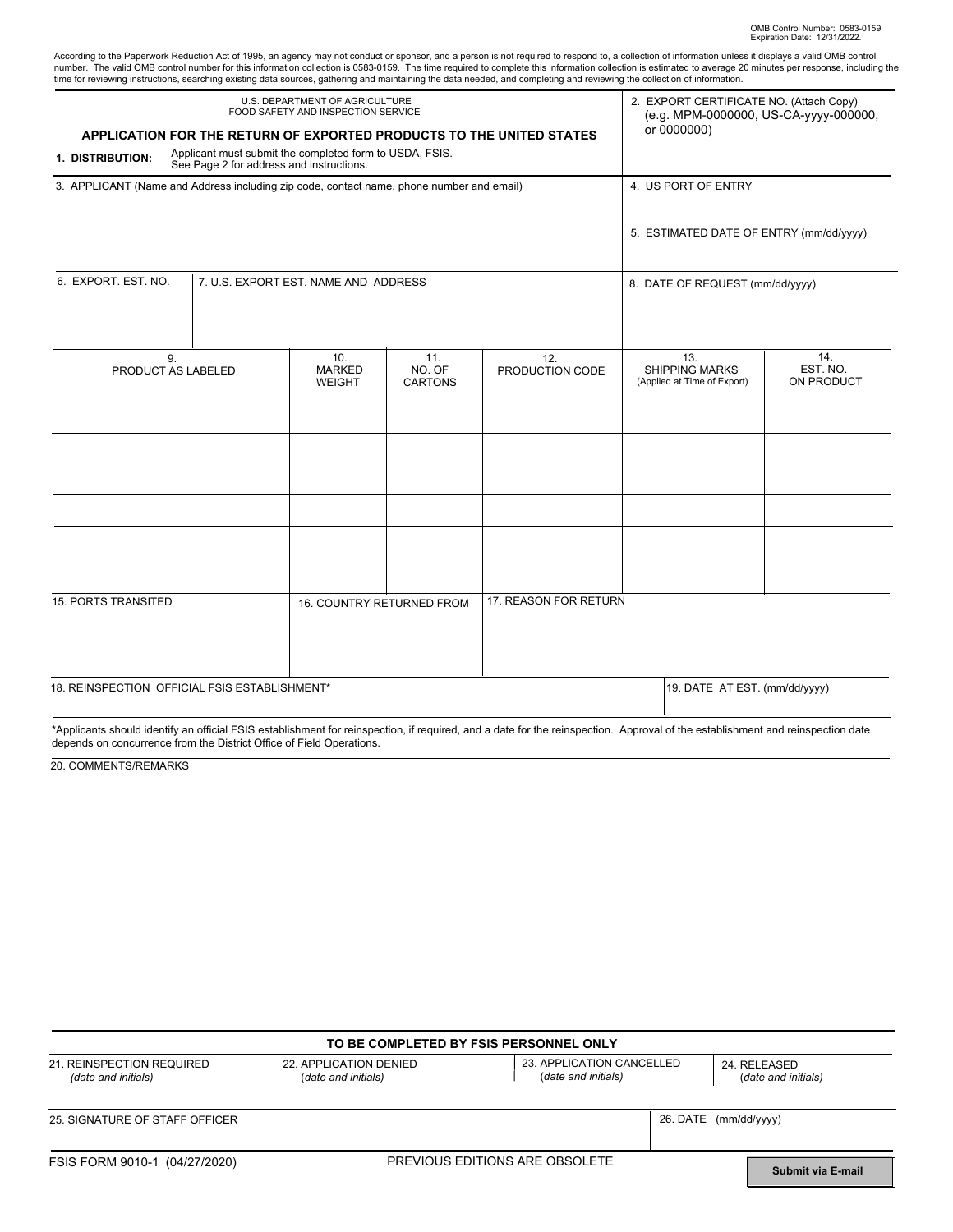OMB Control Number: 0583-0159
Expiration Date: 12/31/2022.

According to the Paperwork Reduction Act of 1995, an agency may not conduct or sponsor, and a person is not required to respond to, a collection of information unless it displays a valid OMB control number. The valid OMB control number for this information collection is 0583-0159. The time required to complete this information collection is estimated to average 20 minutes per response, including the time for reviewing instructions, searching existing data sources, gathering and maintaining the data needed, and completing and reviewing the collection of information.

U.S. DEPARTMENT OF AGRICULTURE
FOOD SAFETY AND INSPECTION SERVICE

# APPLICATION FOR THE RETURN OF EXPORTED PRODUCTS TO THE UNITED STATES

**1. DISTRIBUTION:** Applicant must submit the completed form to USDA, FSIS. See Page 2 for address and instructions.

2. EXPORT CERTIFICATE NO. (Attach Copy) (e.g. MPM-0000000, US-CA-yyyy-000000, or 0000000)

3. APPLICANT (Name and Address including zip code, contact name, phone number and email)

4. US PORT OF ENTRY

5. ESTIMATED DATE OF ENTRY (mm/dd/yyyy)

6. EXPORT. EST. NO.

7. U.S. EXPORT EST. NAME AND ADDRESS

8. DATE OF REQUEST (mm/dd/yyyy)

| 9. PRODUCT AS LABELED | 10. MARKED WEIGHT | 11. NO. OF CARTONS | 12. PRODUCTION CODE | 13. SHIPPING MARKS (Applied at Time of Export) | 14. EST. NO. ON PRODUCT |
|---|---|---|---|---|---|
| | | | | | |
| | | | | | |
| | | | | | |
| | | | | | |
| | | | | | |
| | | | | | |

15. PORTS TRANSITED

16. COUNTRY RETURNED FROM

17. REASON FOR RETURN

18. REINSPECTION OFFICIAL FSIS ESTABLISHMENT*

19. DATE AT EST. (mm/dd/yyyy)

*Applicants should identify an official FSIS establishment for reinspection, if required, and a date for the reinspection. Approval of the establishment and reinspection date depends on concurrence from the District Office of Field Operations.

20. COMMENTS/REMARKS

## TO BE COMPLETED BY FSIS PERSONNEL ONLY

| 21. REINSPECTION REQUIRED *(date and initials)* | 22. APPLICATION DENIED *(date and initials)* | 23. APPLICATION CANCELLED *(date and initials)* | 24. RELEASED *(date and initials)* |
|---|---|---|---|
| | | | |

25. SIGNATURE OF STAFF OFFICER

26. DATE (mm/dd/yyyy)

FSIS FORM 9010-1 (04/27/2020) PREVIOUS EDITIONS ARE OBSOLETE

Submit via E-mail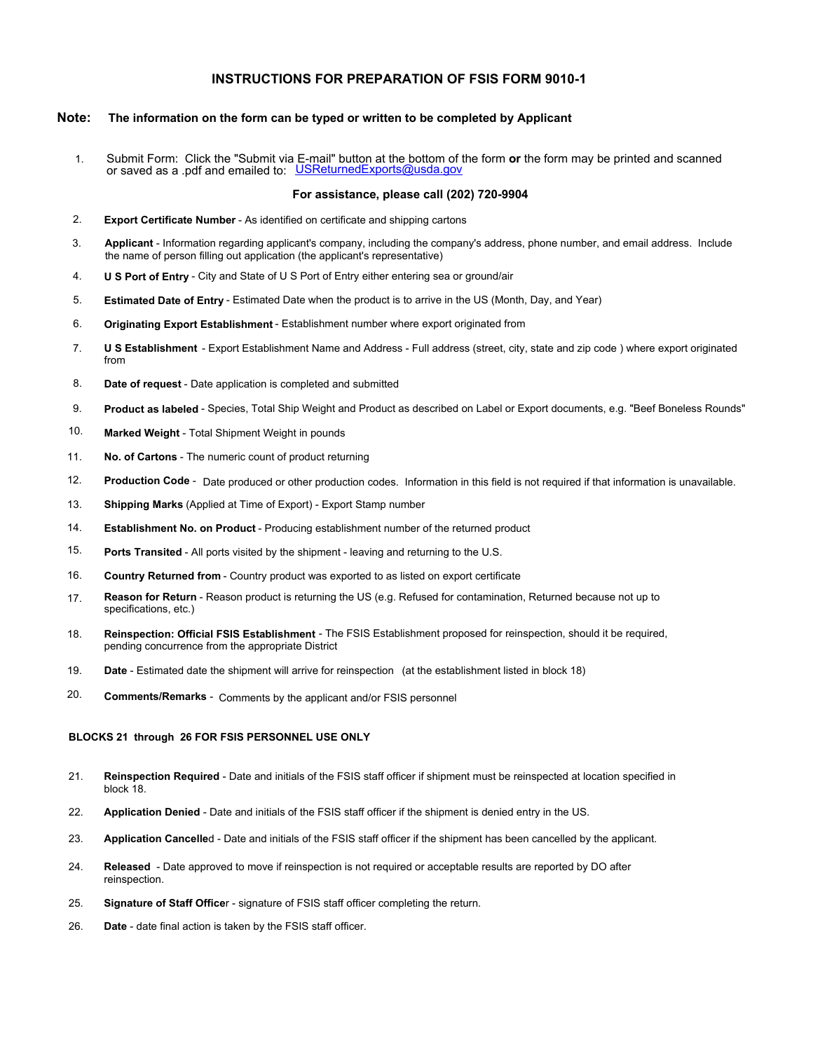# INSTRUCTIONS FOR PREPARATION OF FSIS FORM 9010-1

**Note: The information on the form can be typed or written to be completed by Applicant**

1. Submit Form: Click the "Submit via E-mail" button at the bottom of the form **or** the form may be printed and scanned or saved as a .pdf and emailed to: USReturnedExports@usda.gov

**For assistance, please call (202) 720-9904**

2. **Export Certificate Number** - As identified on certificate and shipping cartons
3. **Applicant** - Information regarding applicant's company, including the company's address, phone number, and email address. Include the name of person filling out application (the applicant's representative)
4. **U S Port of Entry** - City and State of U S Port of Entry either entering sea or ground/air
5. **Estimated Date of Entry** - Estimated Date when the product is to arrive in the US (Month, Day, and Year)
6. **Originating Export Establishment** - Establishment number where export originated from
7. **U S Establishment** - Export Establishment Name and Address - Full address (street, city, state and zip code ) where export originated from
8. **Date of request** - Date application is completed and submitted
9. **Product as labeled** - Species, Total Ship Weight and Product as described on Label or Export documents, e.g. "Beef Boneless Rounds"
10. **Marked Weight** - Total Shipment Weight in pounds
11. **No. of Cartons** - The numeric count of product returning
12. **Production Code** - Date produced or other production codes. Information in this field is not required if that information is unavailable.
13. **Shipping Marks** (Applied at Time of Export) - Export Stamp number
14. **Establishment No. on Product** - Producing establishment number of the returned product
15. **Ports Transited** - All ports visited by the shipment - leaving and returning to the U.S.
16. **Country Returned from** - Country product was exported to as listed on export certificate
17. **Reason for Return** - Reason product is returning the US (e.g. Refused for contamination, Returned because not up to specifications, etc.)
18. **Reinspection: Official FSIS Establishment** - The FSIS Establishment proposed for reinspection, should it be required, pending concurrence from the appropriate District
19. **Date** - Estimated date the shipment will arrive for reinspection (at the establishment listed in block 18)
20. **Comments/Remarks** - Comments by the applicant and/or FSIS personnel

**BLOCKS 21 through 26 FOR FSIS PERSONNEL USE ONLY**

21. **Reinspection Required** - Date and initials of the FSIS staff officer if shipment must be reinspected at location specified in block 18.
22. **Application Denied** - Date and initials of the FSIS staff officer if the shipment is denied entry in the US.
23. **Application Cancelled** - Date and initials of the FSIS staff officer if the shipment has been cancelled by the applicant.
24. **Released** - Date approved to move if reinspection is not required or acceptable results are reported by DO after reinspection.
25. **Signature of Staff Officer** - signature of FSIS staff officer completing the return.
26. **Date** - date final action is taken by the FSIS staff officer.